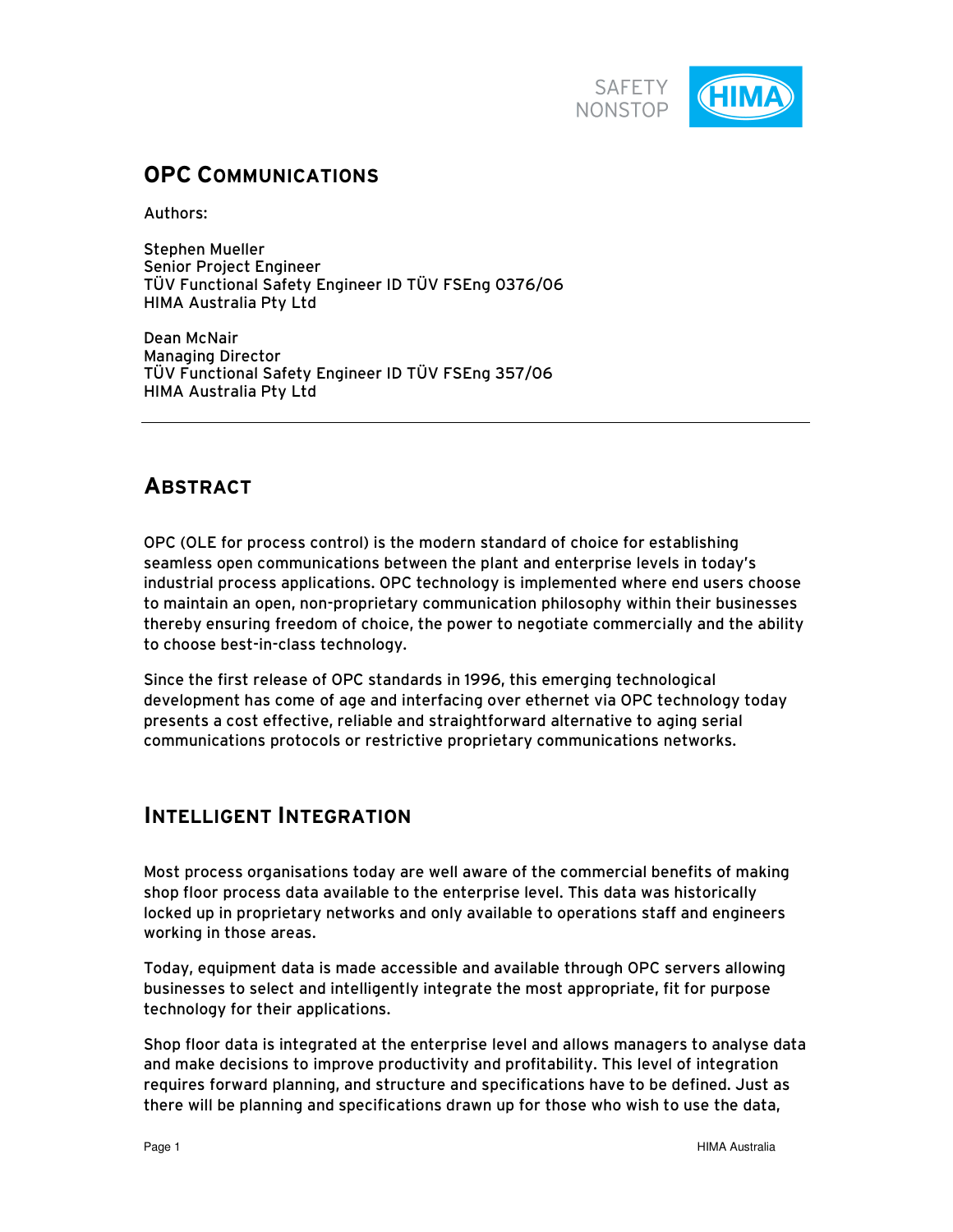# OPC Communications

Authors:

Stephen Mueller
Senior Project Engineer
TÜV Functional Safety Engineer ID TÜV FSEng 0376/06
HIMA Australia Pty Ltd

Dean McNair
Managing Director
TÜV Functional Safety Engineer ID TÜV FSEng 357/06
HIMA Australia Pty Ltd

---

## Abstract

OPC (OLE for process control) is the modern standard of choice for establishing seamless open communications between the plant and enterprise levels in today's industrial process applications. OPC technology is implemented where end users choose to maintain an open, non-proprietary communication philosophy within their businesses thereby ensuring freedom of choice, the power to negotiate commercially and the ability to choose best-in-class technology.

Since the first release of OPC standards in 1996, this emerging technological development has come of age and interfacing over ethernet via OPC technology today presents a cost effective, reliable and straightforward alternative to aging serial communications protocols or restrictive proprietary communications networks.

## Intelligent Integration

Most process organisations today are well aware of the commercial benefits of making shop floor process data available to the enterprise level. This data was historically locked up in proprietary networks and only available to operations staff and engineers working in those areas.

Today, equipment data is made accessible and available through OPC servers allowing businesses to select and intelligently integrate the most appropriate, fit for purpose technology for their applications.

Shop floor data is integrated at the enterprise level and allows managers to analyse data and make decisions to improve productivity and profitability. This level of integration requires forward planning, and structure and specifications have to be defined. Just as there will be planning and specifications drawn up for those who wish to use the data,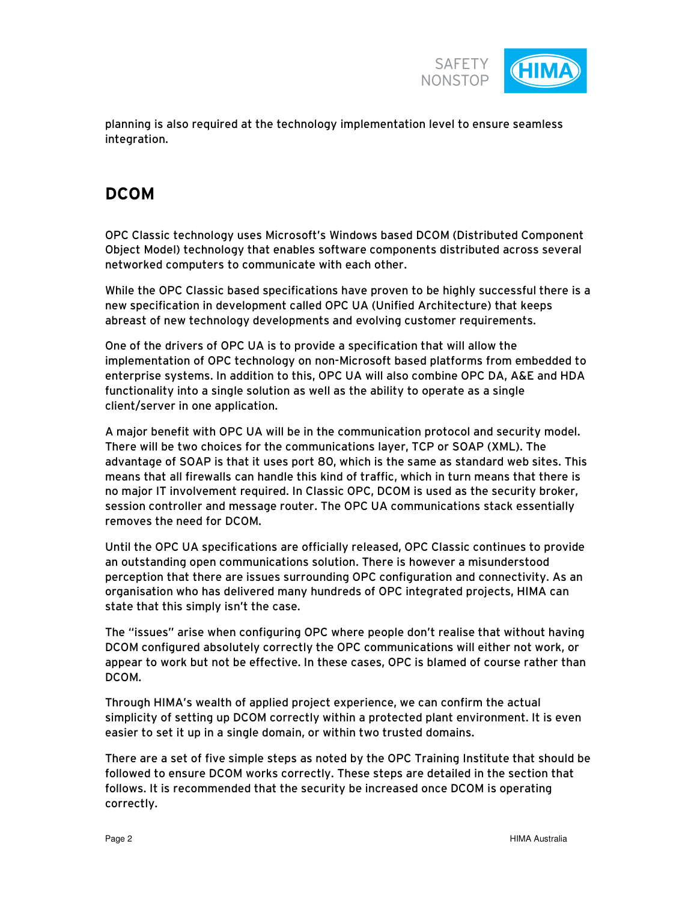planning is also required at the technology implementation level to ensure seamless integration.

## DCOM

OPC Classic technology uses Microsoft's Windows based DCOM (Distributed Component Object Model) technology that enables software components distributed across several networked computers to communicate with each other.

While the OPC Classic based specifications have proven to be highly successful there is a new specification in development called OPC UA (Unified Architecture) that keeps abreast of new technology developments and evolving customer requirements.

One of the drivers of OPC UA is to provide a specification that will allow the implementation of OPC technology on non-Microsoft based platforms from embedded to enterprise systems. In addition to this, OPC UA will also combine OPC DA, A&E and HDA functionality into a single solution as well as the ability to operate as a single client/server in one application.

A major benefit with OPC UA will be in the communication protocol and security model. There will be two choices for the communications layer, TCP or SOAP (XML). The advantage of SOAP is that it uses port 80, which is the same as standard web sites. This means that all firewalls can handle this kind of traffic, which in turn means that there is no major IT involvement required. In Classic OPC, DCOM is used as the security broker, session controller and message router. The OPC UA communications stack essentially removes the need for DCOM.

Until the OPC UA specifications are officially released, OPC Classic continues to provide an outstanding open communications solution. There is however a misunderstood perception that there are issues surrounding OPC configuration and connectivity. As an organisation who has delivered many hundreds of OPC integrated projects, HIMA can state that this simply isn't the case.

The "issues" arise when configuring OPC where people don't realise that without having DCOM configured absolutely correctly the OPC communications will either not work, or appear to work but not be effective. In these cases, OPC is blamed of course rather than DCOM.

Through HIMA's wealth of applied project experience, we can confirm the actual simplicity of setting up DCOM correctly within a protected plant environment. It is even easier to set it up in a single domain, or within two trusted domains.

There are a set of five simple steps as noted by the OPC Training Institute that should be followed to ensure DCOM works correctly. These steps are detailed in the section that follows. It is recommended that the security be increased once DCOM is operating correctly.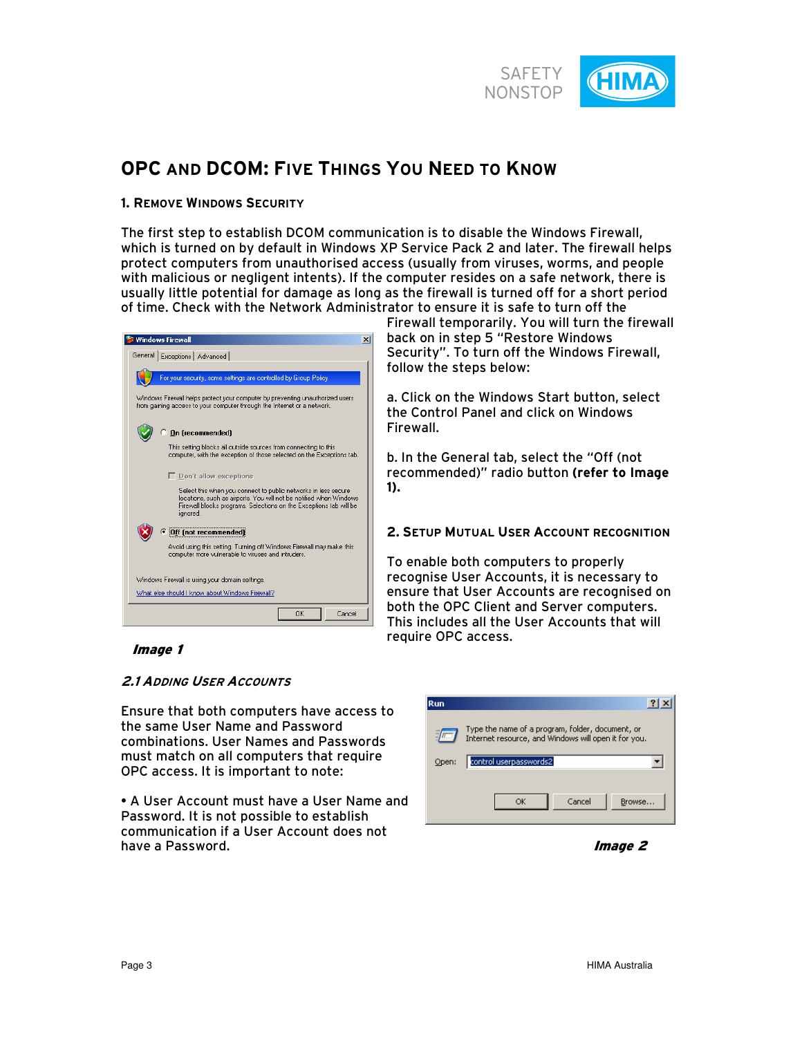# OPC and DCOM: Five Things You Need to Know

## 1. Remove Windows Security

The first step to establish DCOM communication is to disable the Windows Firewall, which is turned on by default in Windows XP Service Pack 2 and later. The firewall helps protect computers from unauthorised access (usually from viruses, worms, and people with malicious or negligent intents). If the computer resides on a safe network, there is usually little potential for damage as long as the firewall is turned off for a short period of time. Check with the Network Administrator to ensure it is safe to turn off the Firewall temporarily. You will turn the firewall back on in step 5 "Restore Windows Security". To turn off the Windows Firewall, follow the steps below:

a. Click on the Windows Start button, select the Control Panel and click on Windows Firewall.

b. In the General tab, select the "Off (not recommended)" radio button **(refer to Image 1).**

***Image 1***

## 2. Setup Mutual User Account Recognition

To enable both computers to properly recognise User Accounts, it is necessary to ensure that User Accounts are recognised on both the OPC Client and Server computers. This includes all the User Accounts that will require OPC access.

### *2.1 Adding User Accounts*

Ensure that both computers have access to the same User Name and Password combinations. User Names and Passwords must match on all computers that require OPC access. It is important to note:

• A User Account must have a User Name and Password. It is not possible to establish communication if a User Account does not have a Password.

***Image 2***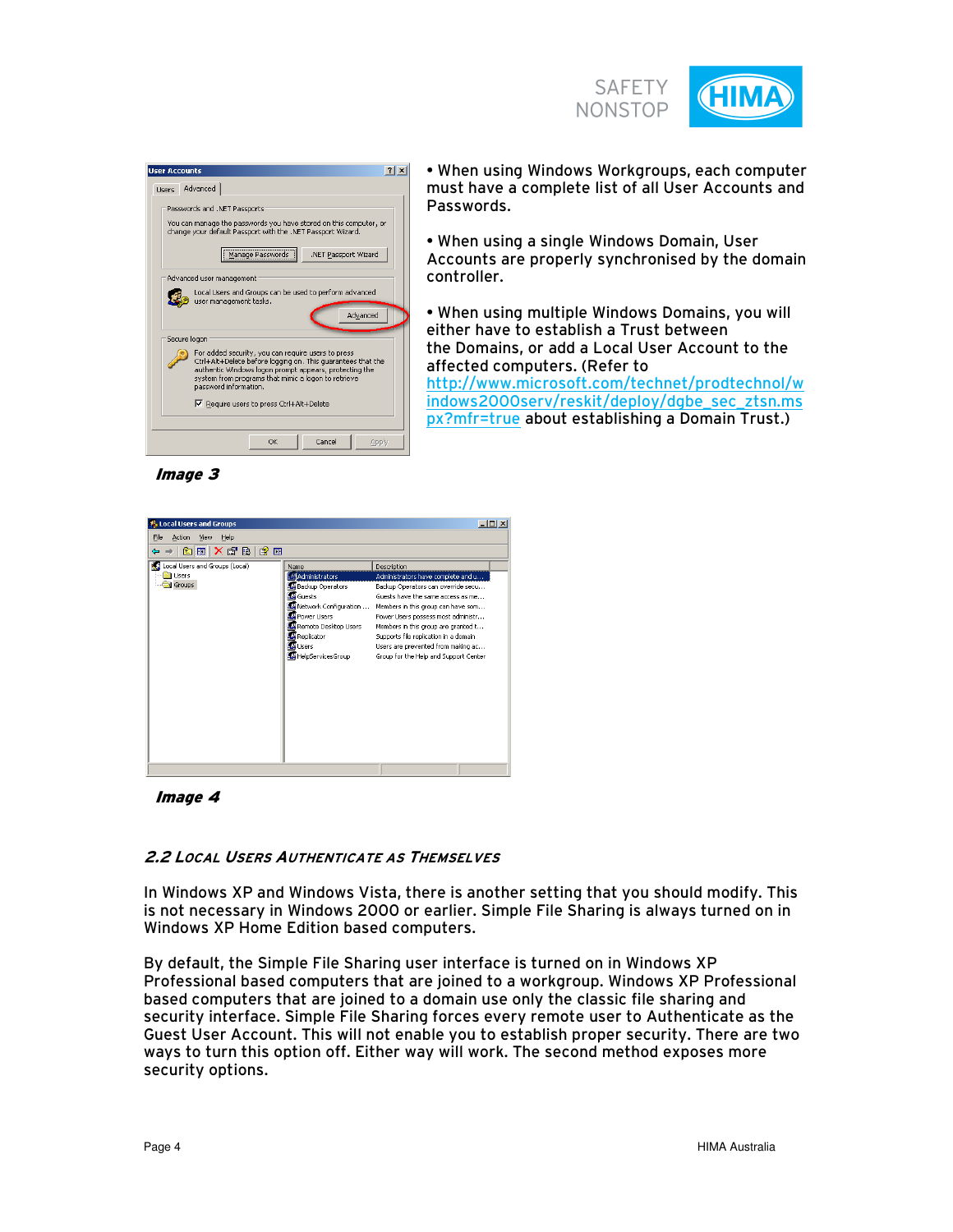- When using Windows Workgroups, each computer must have a complete list of all User Accounts and Passwords.

- When using a single Windows Domain, User Accounts are properly synchronised by the domain controller.

- When using multiple Windows Domains, you will either have to establish a Trust between the Domains, or add a Local User Account to the affected computers. (Refer to http://www.microsoft.com/technet/prodtechnol/windows2000serv/reskit/deploy/dgbe_sec_ztsn.mspx?mfr=true about establishing a Domain Trust.)

*Image 3*

*Image 4*

### *2.2 Local Users Authenticate as Themselves*

In Windows XP and Windows Vista, there is another setting that you should modify. This is not necessary in Windows 2000 or earlier. Simple File Sharing is always turned on in Windows XP Home Edition based computers.

By default, the Simple File Sharing user interface is turned on in Windows XP Professional based computers that are joined to a workgroup. Windows XP Professional based computers that are joined to a domain use only the classic file sharing and security interface. Simple File Sharing forces every remote user to Authenticate as the Guest User Account. This will not enable you to establish proper security. There are two ways to turn this option off. Either way will work. The second method exposes more security options.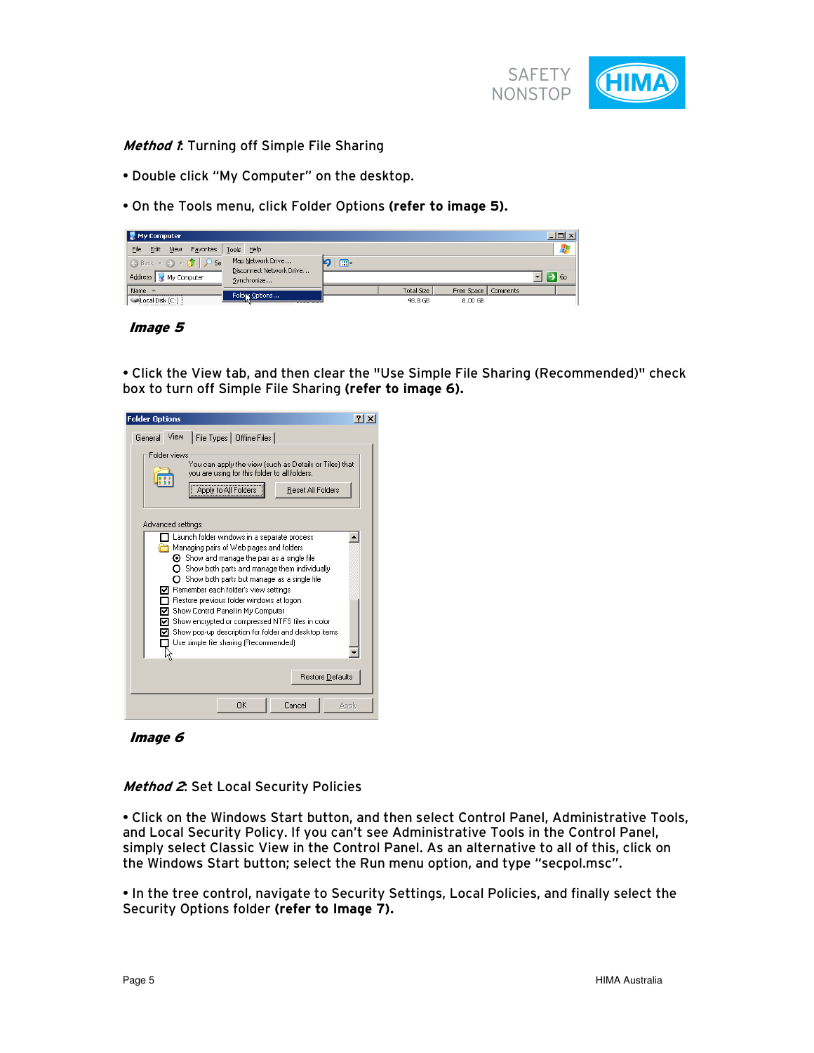***Method 1*:** Turning off Simple File Sharing

- Double click “My Computer” on the desktop.
- On the Tools menu, click Folder Options **(refer to image 5).**

***Image 5***

- Click the View tab, and then clear the "Use Simple File Sharing (Recommended)" check box to turn off Simple File Sharing **(refer to image 6).**

***Image 6***

***Method 2*:** Set Local Security Policies

- Click on the Windows Start button, and then select Control Panel, Administrative Tools, and Local Security Policy. If you can't see Administrative Tools in the Control Panel, simply select Classic View in the Control Panel. As an alternative to all of this, click on the Windows Start button; select the Run menu option, and type “secpol.msc”.

- In the tree control, navigate to Security Settings, Local Policies, and finally select the Security Options folder **(refer to Image 7).**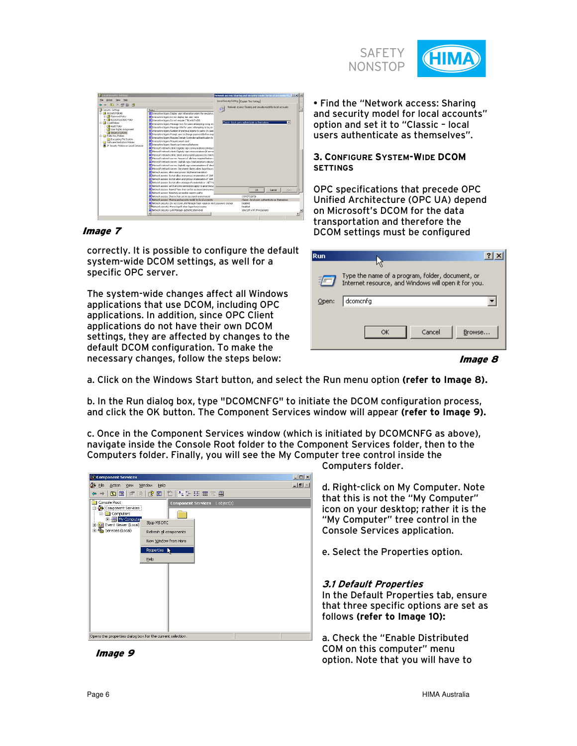*Image 7*

• Find the "Network access: Sharing and security model for local accounts" option and set it to "Classic – local users authenticate as themselves".

### 3. Configure System-Wide DCOM Settings

OPC specifications that precede OPC Unified Architecture (OPC UA) depend on Microsoft's DCOM for the data transportation and therefore the DCOM settings must be configured correctly. It is possible to configure the default system-wide DCOM settings, as well for a specific OPC server.

The system-wide changes affect all Windows applications that use DCOM, including OPC applications. In addition, since OPC Client applications do not have their own DCOM settings, they are affected by changes to the default DCOM configuration. To make the necessary changes, follow the steps below:

*Image 8*

a. Click on the Windows Start button, and select the Run menu option **(refer to Image 8).**

b. In the Run dialog box, type "DCOMCNFG" to initiate the DCOM configuration process, and click the OK button. The Component Services window will appear **(refer to Image 9).**

c. Once in the Component Services window (which is initiated by DCOMCNFG as above), navigate inside the Console Root folder to the Component Services folder, then to the Computers folder. Finally, you will see the My Computer tree control inside the Computers folder.

*Image 9*

d. Right-click on My Computer. Note that this is not the "My Computer" icon on your desktop; rather it is the "My Computer" tree control in the Console Services application.

e. Select the Properties option.

#### *3.1 Default Properties*

In the Default Properties tab, ensure that three specific options are set as follows **(refer to Image 10):**

a. Check the "Enable Distributed COM on this computer" menu option. Note that you will have to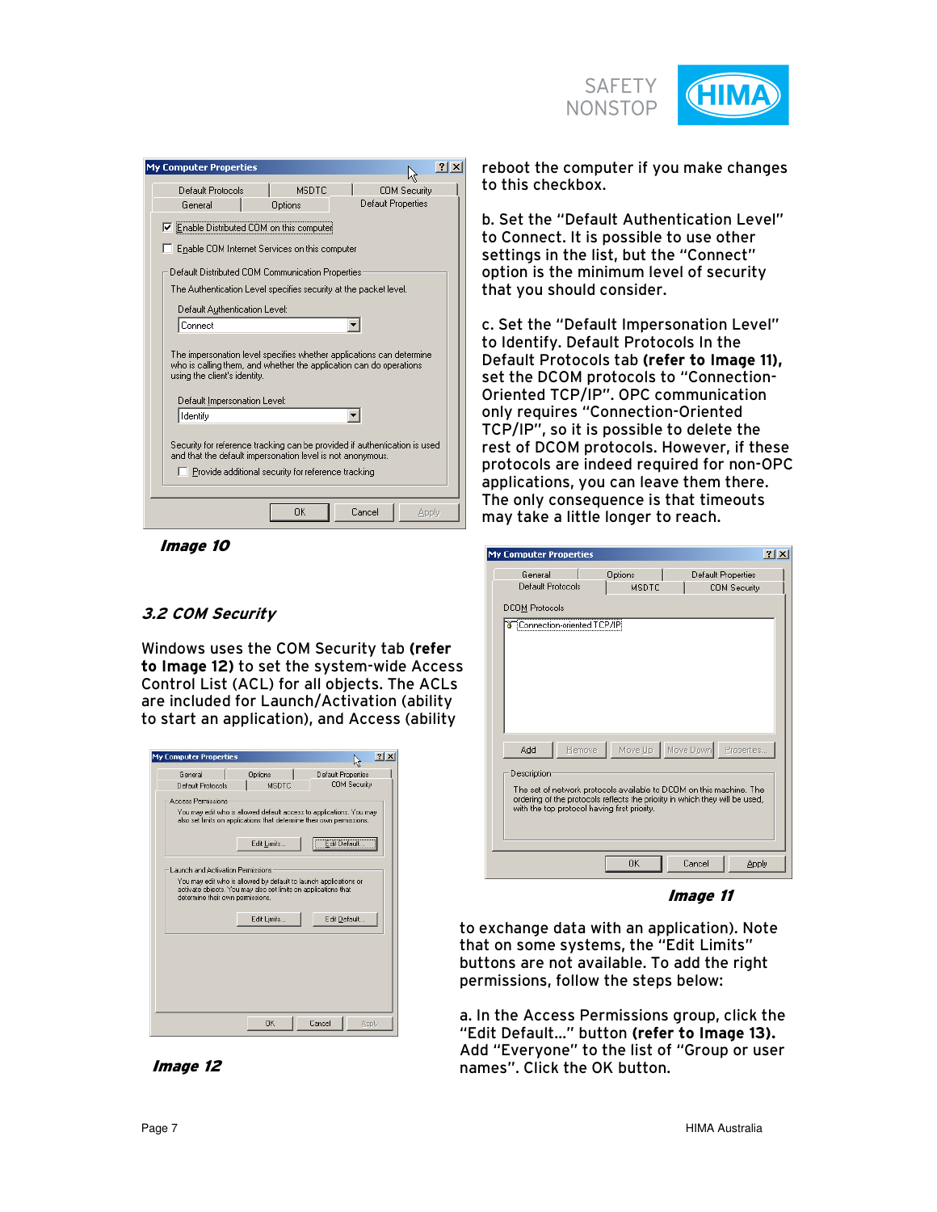reboot the computer if you make changes to this checkbox.

b. Set the “Default Authentication Level” to Connect. It is possible to use other settings in the list, but the “Connect” option is the minimum level of security that you should consider.

c. Set the “Default Impersonation Level” to Identify. Default Protocols In the Default Protocols tab **(refer to Image 11),** set the DCOM protocols to “Connection-Oriented TCP/IP”. OPC communication only requires “Connection-Oriented TCP/IP”, so it is possible to delete the rest of DCOM protocols. However, if these protocols are indeed required for non-OPC applications, you can leave them there. The only consequence is that timeouts may take a little longer to reach.

***Image 10***

***Image 11***

### *3.2 COM Security*

Windows uses the COM Security tab **(refer to Image 12)** to set the system-wide Access Control List (ACL) for all objects. The ACLs are included for Launch/Activation (ability to start an application), and Access (ability to exchange data with an application). Note that on some systems, the “Edit Limits” buttons are not available. To add the right permissions, follow the steps below:

***Image 12***

a. In the Access Permissions group, click the “Edit Default...” button **(refer to Image 13).** Add “Everyone” to the list of “Group or user names”. Click the OK button.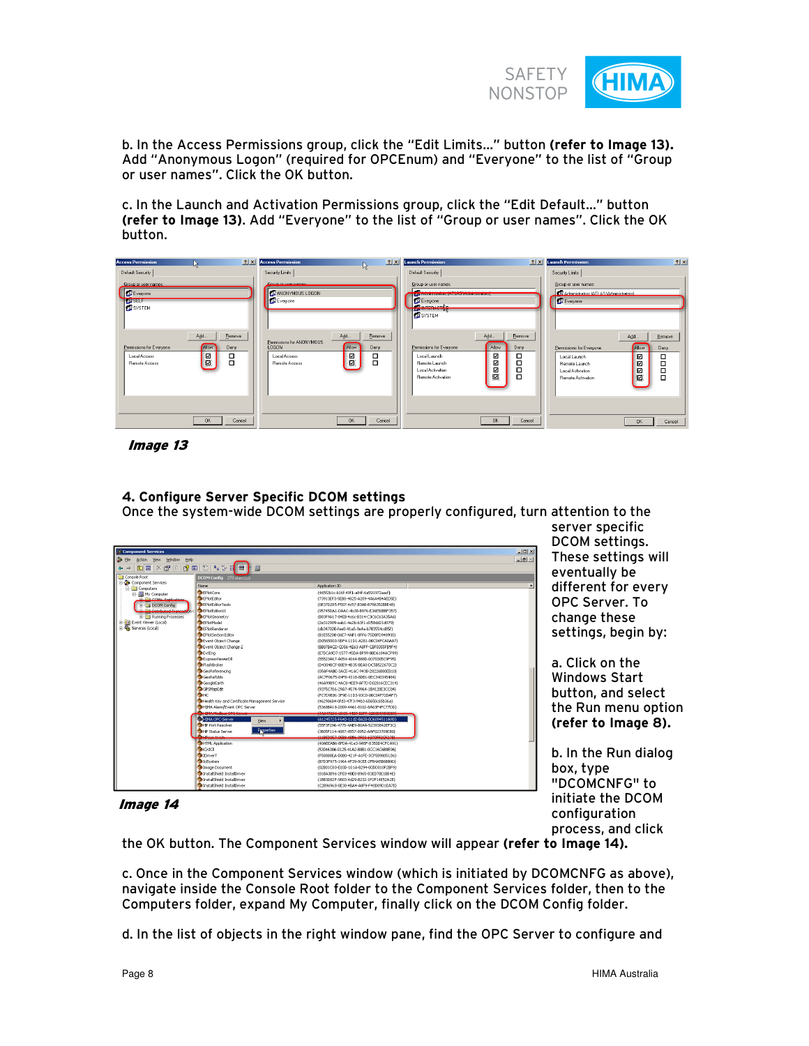b. In the Access Permissions group, click the “Edit Limits…” button **(refer to Image 13).** Add “Anonymous Logon” (required for OPCEnum) and “Everyone” to the list of “Group or user names”. Click the OK button.

c. In the Launch and Activation Permissions group, click the “Edit Default…” button **(refer to Image 13).** Add “Everyone” to the list of “Group or user names”. Click the OK button.

***Image 13***

### 4. Configure Server Specific DCOM settings

Once the system-wide DCOM settings are properly configured, turn attention to the server specific DCOM settings. These settings will eventually be different for every OPC Server. To change these settings, begin by:

a. Click on the Windows Start button, and select the Run menu option **(refer to Image 8).**

b. In the Run dialog box, type "DCOMCNFG" to initiate the DCOM configuration process, and click the OK button. The Component Services window will appear **(refer to Image 14).**

***Image 14***

c. Once in the Component Services window (which is initiated by DCOMCNFG as above), navigate inside the Console Root folder to the Component Services folder, then to the Computers folder, expand My Computer, finally click on the DCOM Config folder.

d. In the list of objects in the right window pane, find the OPC Server to configure and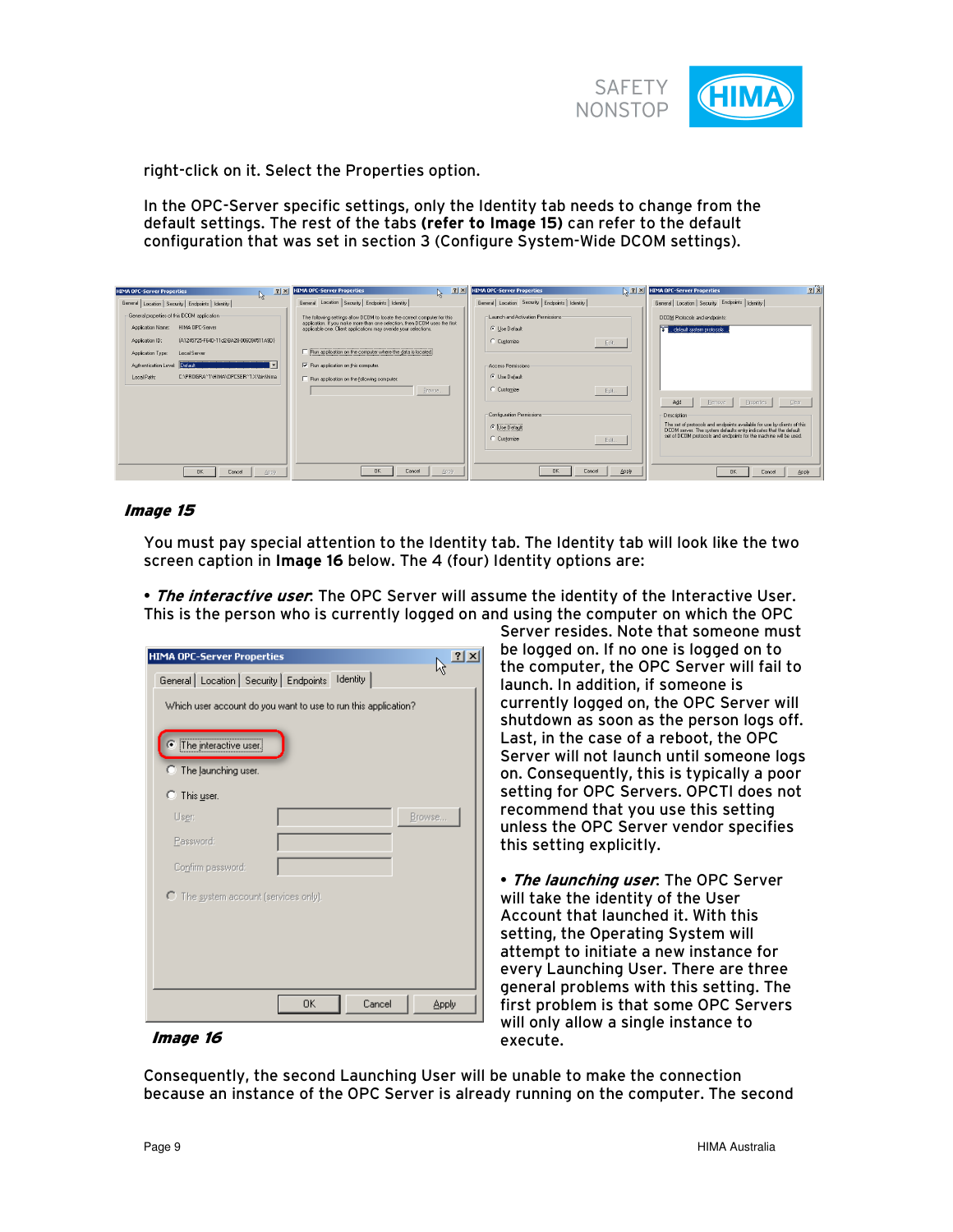right-click on it. Select the Properties option.

In the OPC-Server specific settings, only the Identity tab needs to change from the default settings. The rest of the tabs **(refer to Image 15)** can refer to the default configuration that was set in section 3 (Configure System-Wide DCOM settings).

***Image 15***

You must pay special attention to the Identity tab. The Identity tab will look like the two screen caption in **Image 16** below. The 4 (four) Identity options are:

• ***The interactive user***: The OPC Server will assume the identity of the Interactive User. This is the person who is currently logged on and using the computer on which the OPC Server resides. Note that someone must be logged on. If no one is logged on to the computer, the OPC Server will fail to launch. In addition, if someone is currently logged on, the OPC Server will shutdown as soon as the person logs off. Last, in the case of a reboot, the OPC Server will not launch until someone logs on. Consequently, this is typically a poor setting for OPC Servers. OPCTI does not recommend that you use this setting unless the OPC Server vendor specifies this setting explicitly.

***Image 16***

• ***The launching user***: The OPC Server will take the identity of the User Account that launched it. With this setting, the Operating System will attempt to initiate a new instance for every Launching User. There are three general problems with this setting. The first problem is that some OPC Servers will only allow a single instance to execute.

Consequently, the second Launching User will be unable to make the connection because an instance of the OPC Server is already running on the computer. The second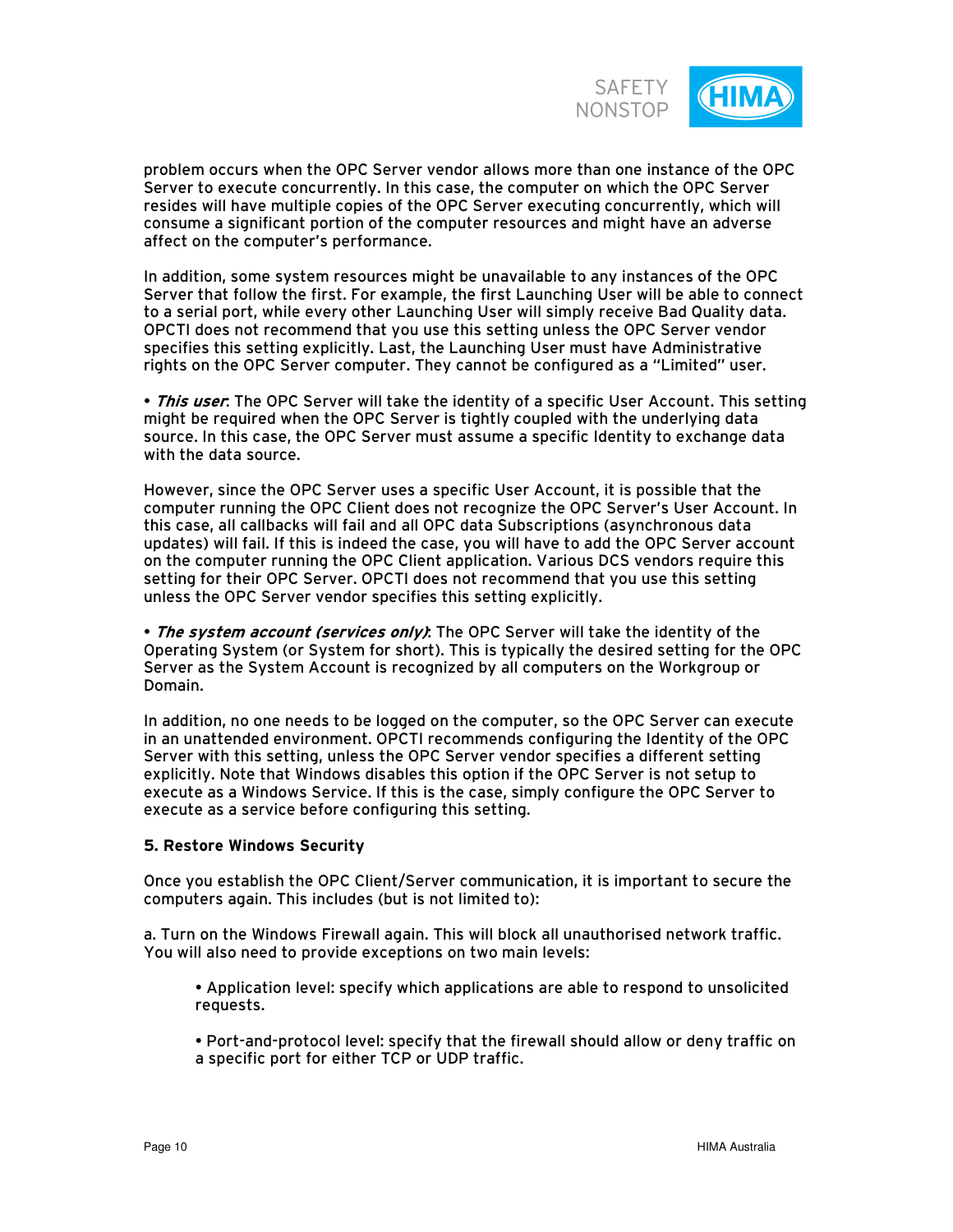problem occurs when the OPC Server vendor allows more than one instance of the OPC Server to execute concurrently. In this case, the computer on which the OPC Server resides will have multiple copies of the OPC Server executing concurrently, which will consume a significant portion of the computer resources and might have an adverse affect on the computer's performance.

In addition, some system resources might be unavailable to any instances of the OPC Server that follow the first. For example, the first Launching User will be able to connect to a serial port, while every other Launching User will simply receive Bad Quality data. OPCTI does not recommend that you use this setting unless the OPC Server vendor specifies this setting explicitly. Last, the Launching User must have Administrative rights on the OPC Server computer. They cannot be configured as a "Limited" user.

• ***This user***: The OPC Server will take the identity of a specific User Account. This setting might be required when the OPC Server is tightly coupled with the underlying data source. In this case, the OPC Server must assume a specific Identity to exchange data with the data source.

However, since the OPC Server uses a specific User Account, it is possible that the computer running the OPC Client does not recognize the OPC Server's User Account. In this case, all callbacks will fail and all OPC data Subscriptions (asynchronous data updates) will fail. If this is indeed the case, you will have to add the OPC Server account on the computer running the OPC Client application. Various DCS vendors require this setting for their OPC Server. OPCTI does not recommend that you use this setting unless the OPC Server vendor specifies this setting explicitly.

• ***The system account (services only)***: The OPC Server will take the identity of the Operating System (or System for short). This is typically the desired setting for the OPC Server as the System Account is recognized by all computers on the Workgroup or Domain.

In addition, no one needs to be logged on the computer, so the OPC Server can execute in an unattended environment. OPCTI recommends configuring the Identity of the OPC Server with this setting, unless the OPC Server vendor specifies a different setting explicitly. Note that Windows disables this option if the OPC Server is not setup to execute as a Windows Service. If this is the case, simply configure the OPC Server to execute as a service before configuring this setting.

**5. Restore Windows Security**

Once you establish the OPC Client/Server communication, it is important to secure the computers again. This includes (but is not limited to):

a. Turn on the Windows Firewall again. This will block all unauthorised network traffic. You will also need to provide exceptions on two main levels:

- Application level: specify which applications are able to respond to unsolicited requests.

- Port-and-protocol level: specify that the firewall should allow or deny traffic on a specific port for either TCP or UDP traffic.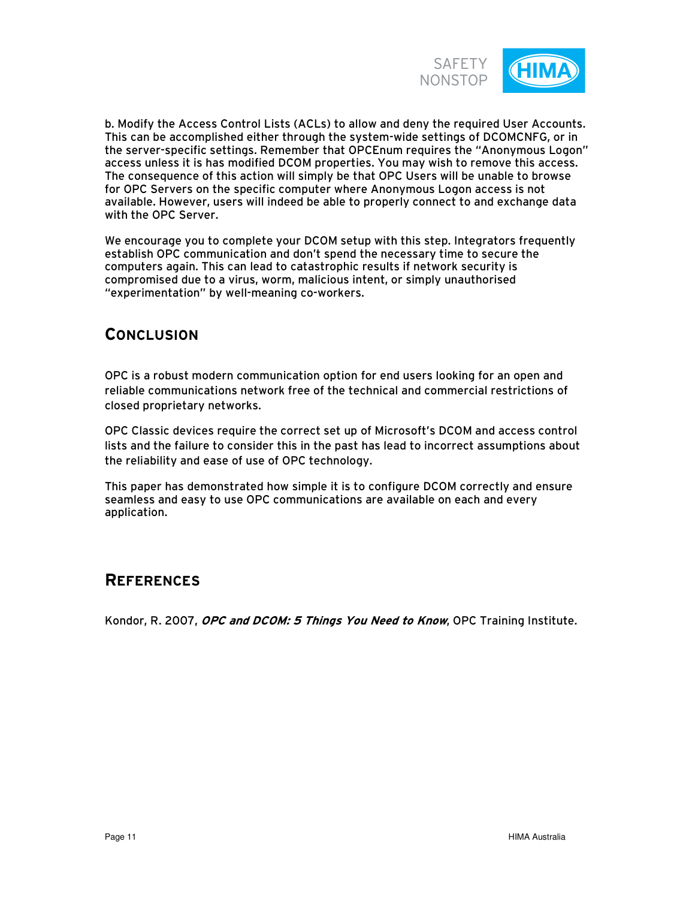b. Modify the Access Control Lists (ACLs) to allow and deny the required User Accounts. This can be accomplished either through the system-wide settings of DCOMCNFG, or in the server-specific settings. Remember that OPCEnum requires the "Anonymous Logon" access unless it is has modified DCOM properties. You may wish to remove this access. The consequence of this action will simply be that OPC Users will be unable to browse for OPC Servers on the specific computer where Anonymous Logon access is not available. However, users will indeed be able to properly connect to and exchange data with the OPC Server.

We encourage you to complete your DCOM setup with this step. Integrators frequently establish OPC communication and don't spend the necessary time to secure the computers again. This can lead to catastrophic results if network security is compromised due to a virus, worm, malicious intent, or simply unauthorised "experimentation" by well-meaning co-workers.

## Conclusion

OPC is a robust modern communication option for end users looking for an open and reliable communications network free of the technical and commercial restrictions of closed proprietary networks.

OPC Classic devices require the correct set up of Microsoft's DCOM and access control lists and the failure to consider this in the past has lead to incorrect assumptions about the reliability and ease of use of OPC technology.

This paper has demonstrated how simple it is to configure DCOM correctly and ensure seamless and easy to use OPC communications are available on each and every application.

## References

Kondor, R. 2007, ***OPC and DCOM: 5 Things You Need to Know***, OPC Training Institute.